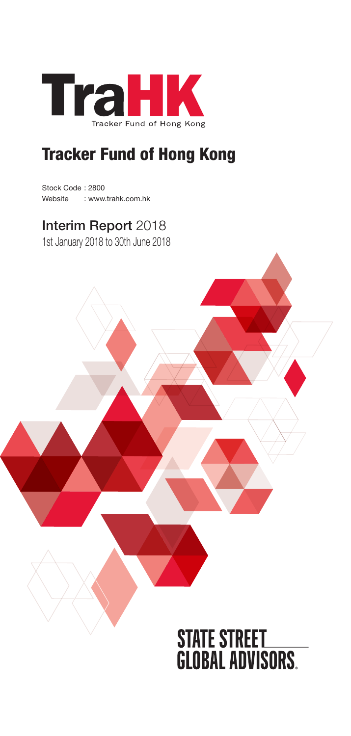# TraHK

Tracker Fund of Hong Kong

# Tracker Fund of Hong Kong

Stock Code : 2800
Website : www.trahk.com.hk

## Interim Report 2018

1st January 2018 to 30th June 2018

STATE STREET GLOBAL ADVISORS.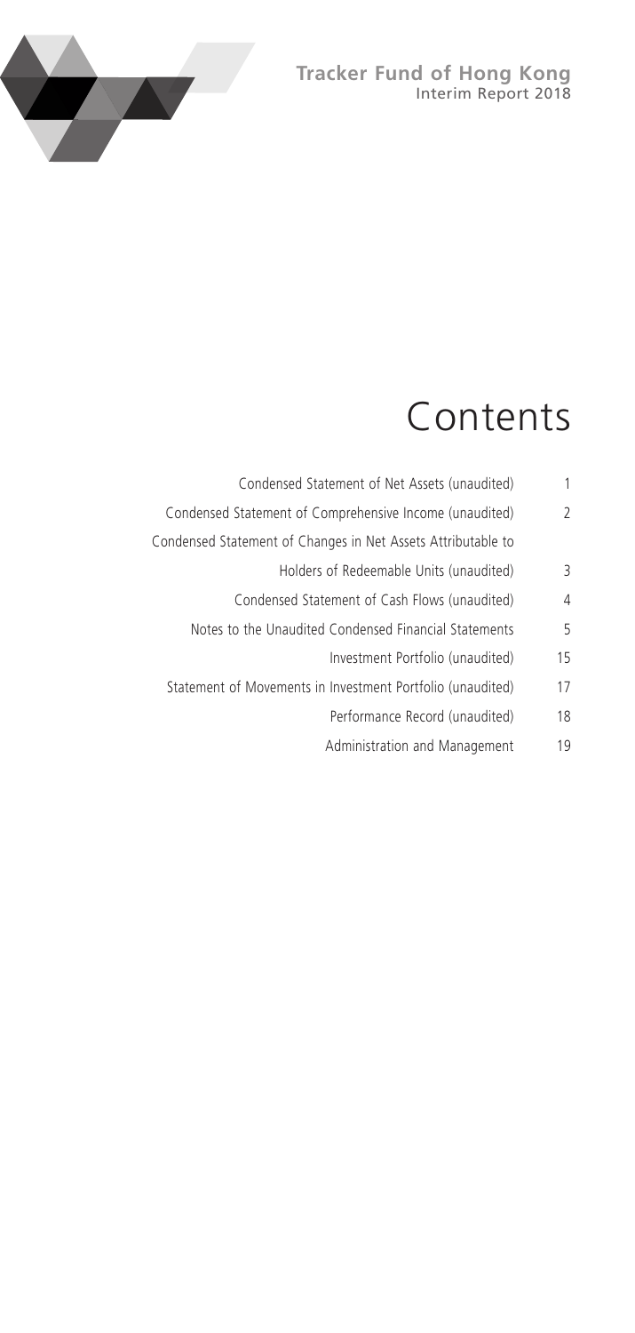# Contents

| | |
|---|---|
| Condensed Statement of Net Assets (unaudited) | 1 |
| Condensed Statement of Comprehensive Income (unaudited) | 2 |
| Condensed Statement of Changes in Net Assets Attributable to Holders of Redeemable Units (unaudited) | 3 |
| Condensed Statement of Cash Flows (unaudited) | 4 |
| Notes to the Unaudited Condensed Financial Statements | 5 |
| Investment Portfolio (unaudited) | 15 |
| Statement of Movements in Investment Portfolio (unaudited) | 17 |
| Performance Record (unaudited) | 18 |
| Administration and Management | 19 |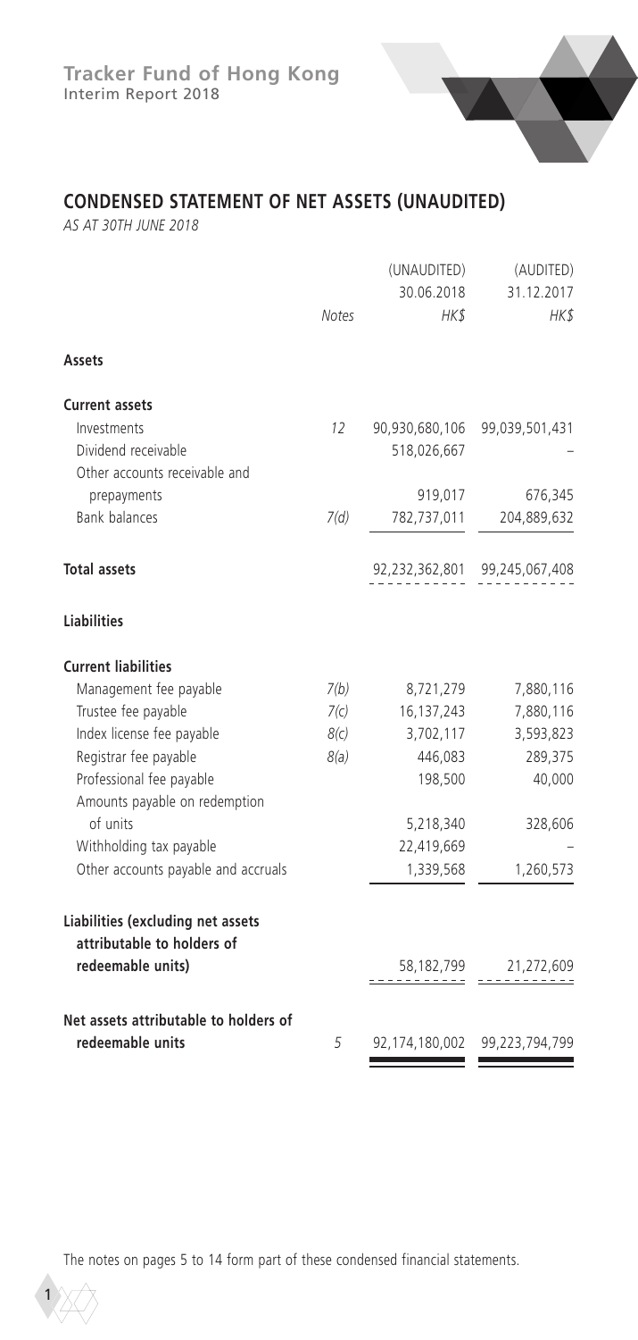## CONDENSED STATEMENT OF NET ASSETS (UNAUDITED)

*AS AT 30TH JUNE 2018*

| | Notes | (UNAUDITED) 30.06.2018 HK$ | (AUDITED) 31.12.2017 HK$ |
|---|---|---|---|
| **Assets** | | | |
| **Current assets** | | | |
| Investments | 12 | 90,930,680,106 | 99,039,501,431 |
| Dividend receivable | | 518,026,667 | – |
| Other accounts receivable and prepayments | | 919,017 | 676,345 |
| Bank balances | 7(d) | 782,737,011 | 204,889,632 |
| **Total assets** | | 92,232,362,801 | 99,245,067,408 |
| **Liabilities** | | | |
| **Current liabilities** | | | |
| Management fee payable | 7(b) | 8,721,279 | 7,880,116 |
| Trustee fee payable | 7(c) | 16,137,243 | 7,880,116 |
| Index license fee payable | 8(c) | 3,702,117 | 3,593,823 |
| Registrar fee payable | 8(a) | 446,083 | 289,375 |
| Professional fee payable | | 198,500 | 40,000 |
| Amounts payable on redemption of units | | 5,218,340 | 328,606 |
| Withholding tax payable | | 22,419,669 | – |
| Other accounts payable and accruals | | 1,339,568 | 1,260,573 |
| **Liabilities (excluding net assets attributable to holders of redeemable units)** | | 58,182,799 | 21,272,609 |
| **Net assets attributable to holders of redeemable units** | 5 | 92,174,180,002 | 99,223,794,799 |

The notes on pages 5 to 14 form part of these condensed financial statements.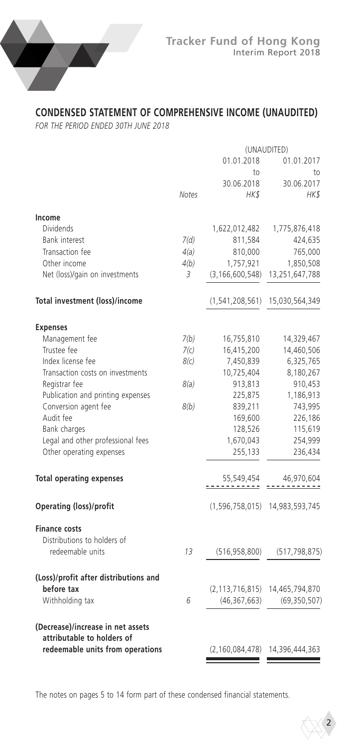## CONDENSED STATEMENT OF COMPREHENSIVE INCOME (UNAUDITED)

*FOR THE PERIOD ENDED 30TH JUNE 2018*

| | | (UNAUDITED) | |
|---|---|---|---|
| | *Notes* | 01.01.2018 to 30.06.2018 *HK$* | 01.01.2017 to 30.06.2017 *HK$* |
| **Income** | | | |
| Dividends | | 1,622,012,482 | 1,775,876,418 |
| Bank interest | *7(d)* | 811,584 | 424,635 |
| Transaction fee | *4(a)* | 810,000 | 765,000 |
| Other income | *4(b)* | 1,757,921 | 1,850,508 |
| Net (loss)/gain on investments | *3* | (3,166,600,548) | 13,251,647,788 |
| **Total investment (loss)/income** | | (1,541,208,561) | 15,030,564,349 |
| **Expenses** | | | |
| Management fee | *7(b)* | 16,755,810 | 14,329,467 |
| Trustee fee | *7(c)* | 16,415,200 | 14,460,506 |
| Index license fee | *8(c)* | 7,450,839 | 6,325,765 |
| Transaction costs on investments | | 10,725,404 | 8,180,267 |
| Registrar fee | *8(a)* | 913,813 | 910,453 |
| Publication and printing expenses | | 225,875 | 1,186,913 |
| Conversion agent fee | *8(b)* | 839,211 | 743,995 |
| Audit fee | | 169,600 | 226,186 |
| Bank charges | | 128,526 | 115,619 |
| Legal and other professional fees | | 1,670,043 | 254,999 |
| Other operating expenses | | 255,133 | 236,434 |
| **Total operating expenses** | | 55,549,454 | 46,970,604 |
| **Operating (loss)/profit** | | (1,596,758,015) | 14,983,593,745 |
| **Finance costs** | | | |
| Distributions to holders of redeemable units | *13* | (516,958,800) | (517,798,875) |
| **(Loss)/profit after distributions and before tax** | | (2,113,716,815) | 14,465,794,870 |
| Withholding tax | *6* | (46,367,663) | (69,350,507) |
| **(Decrease)/increase in net assets attributable to holders of redeemable units from operations** | | (2,160,084,478) | 14,396,444,363 |

The notes on pages 5 to 14 form part of these condensed financial statements.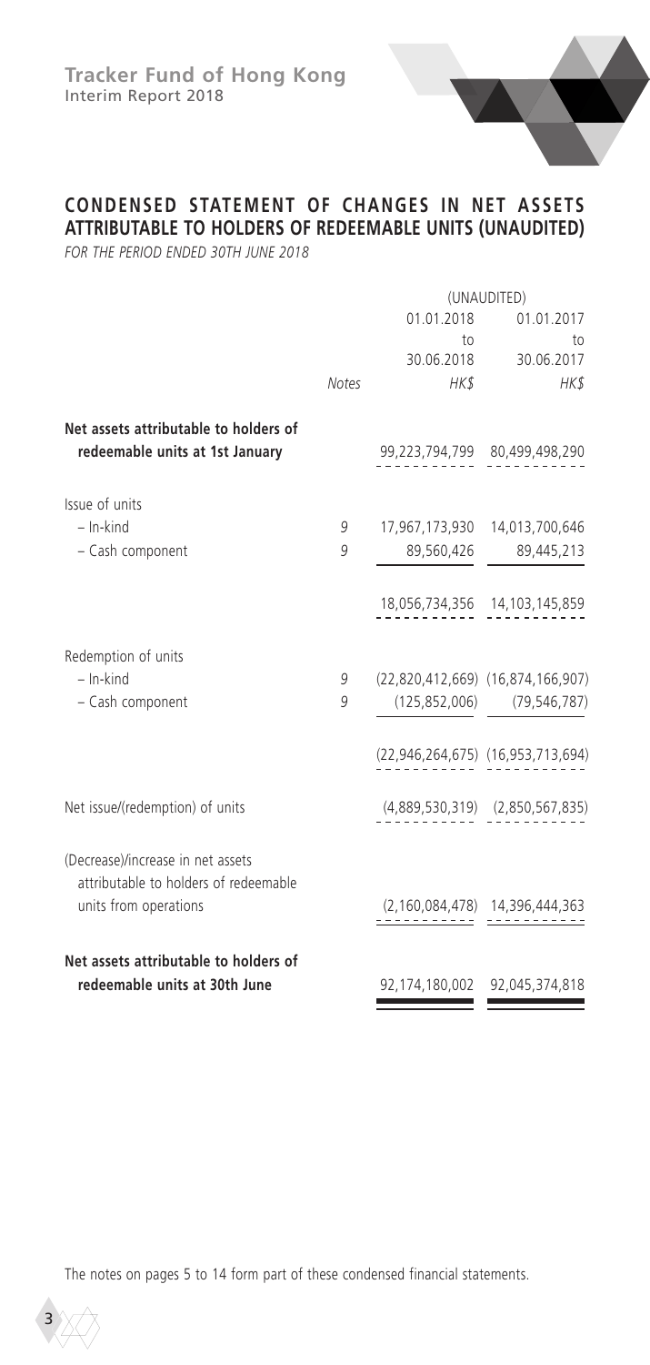## CONDENSED STATEMENT OF CHANGES IN NET ASSETS ATTRIBUTABLE TO HOLDERS OF REDEEMABLE UNITS (UNAUDITED)

*FOR THE PERIOD ENDED 30TH JUNE 2018*

| | Notes | (UNAUDITED) 01.01.2018 to 30.06.2018 *HK$* | 01.01.2017 to 30.06.2017 *HK$* |
|---|---|---|---|
| **Net assets attributable to holders of redeemable units at 1st January** | | 99,223,794,799 | 80,499,498,290 |
| Issue of units | | | |
| – In-kind | 9 | 17,967,173,930 | 14,013,700,646 |
| – Cash component | 9 | 89,560,426 | 89,445,213 |
| | | 18,056,734,356 | 14,103,145,859 |
| Redemption of units | | | |
| – In-kind | 9 | (22,820,412,669) | (16,874,166,907) |
| – Cash component | 9 | (125,852,006) | (79,546,787) |
| | | (22,946,264,675) | (16,953,713,694) |
| Net issue/(redemption) of units | | (4,889,530,319) | (2,850,567,835) |
| (Decrease)/increase in net assets attributable to holders of redeemable units from operations | | (2,160,084,478) | 14,396,444,363 |
| **Net assets attributable to holders of redeemable units at 30th June** | | 92,174,180,002 | 92,045,374,818 |

The notes on pages 5 to 14 form part of these condensed financial statements.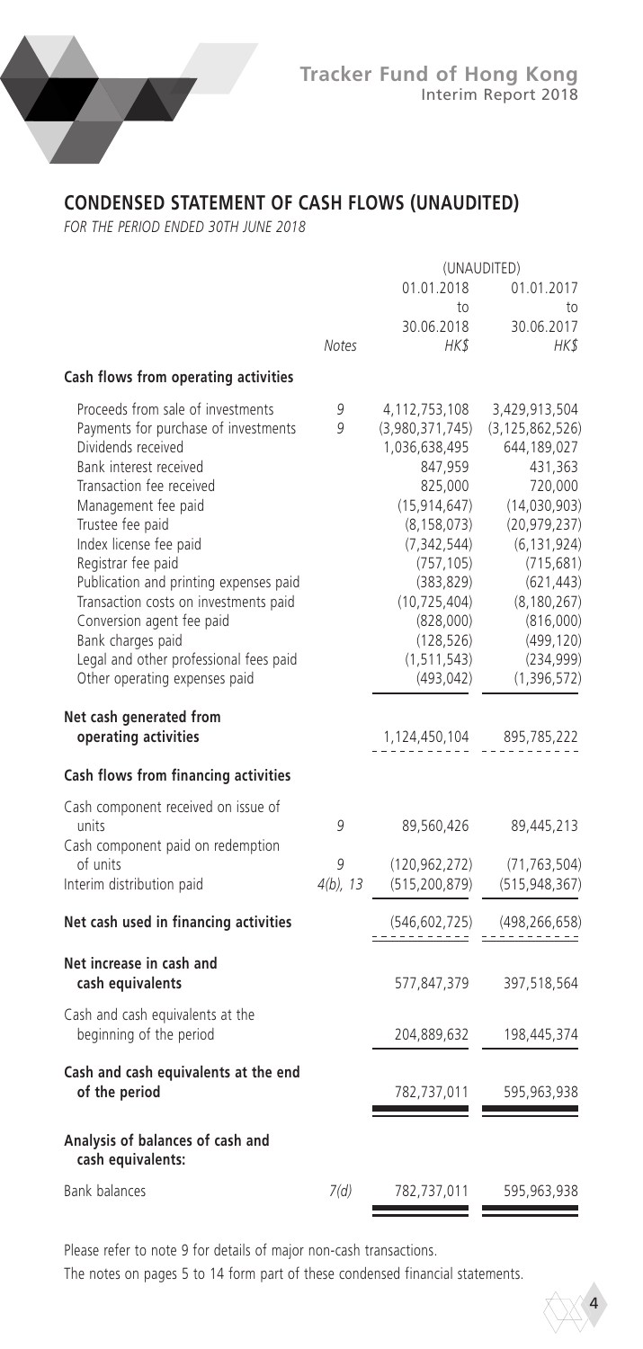## CONDENSED STATEMENT OF CASH FLOWS (UNAUDITED)

*FOR THE PERIOD ENDED 30TH JUNE 2018*

| | Notes | (UNAUDITED) 01.01.2018 to 30.06.2018 HK$ | 01.01.2017 to 30.06.2017 HK$ |
|---|---|---|---|
| **Cash flows from operating activities** | | | |
| Proceeds from sale of investments | 9 | 4,112,753,108 | 3,429,913,504 |
| Payments for purchase of investments | 9 | (3,980,371,745) | (3,125,862,526) |
| Dividends received | | 1,036,638,495 | 644,189,027 |
| Bank interest received | | 847,959 | 431,363 |
| Transaction fee received | | 825,000 | 720,000 |
| Management fee paid | | (15,914,647) | (14,030,903) |
| Trustee fee paid | | (8,158,073) | (20,979,237) |
| Index license fee paid | | (7,342,544) | (6,131,924) |
| Registrar fee paid | | (757,105) | (715,681) |
| Publication and printing expenses paid | | (383,829) | (621,443) |
| Transaction costs on investments paid | | (10,725,404) | (8,180,267) |
| Conversion agent fee paid | | (828,000) | (816,000) |
| Bank charges paid | | (128,526) | (499,120) |
| Legal and other professional fees paid | | (1,511,543) | (234,999) |
| Other operating expenses paid | | (493,042) | (1,396,572) |
| **Net cash generated from operating activities** | | 1,124,450,104 | 895,785,222 |
| **Cash flows from financing activities** | | | |
| Cash component received on issue of units | 9 | 89,560,426 | 89,445,213 |
| Cash component paid on redemption of units | 9 | (120,962,272) | (71,763,504) |
| Interim distribution paid | 4(b), 13 | (515,200,879) | (515,948,367) |
| **Net cash used in financing activities** | | (546,602,725) | (498,266,658) |
| **Net increase in cash and cash equivalents** | | 577,847,379 | 397,518,564 |
| Cash and cash equivalents at the beginning of the period | | 204,889,632 | 198,445,374 |
| **Cash and cash equivalents at the end of the period** | | 782,737,011 | 595,963,938 |
| **Analysis of balances of cash and cash equivalents:** | | | |
| Bank balances | 7(d) | 782,737,011 | 595,963,938 |

Please refer to note 9 for details of major non-cash transactions.

The notes on pages 5 to 14 form part of these condensed financial statements.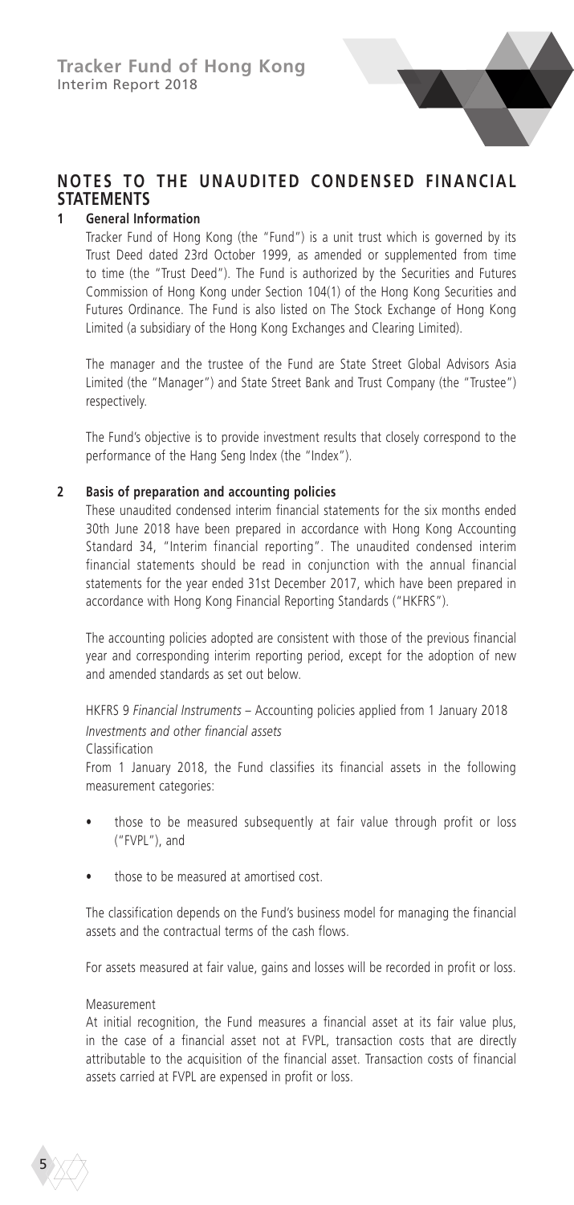# NOTES TO THE UNAUDITED CONDENSED FINANCIAL STATEMENTS

## 1 General Information

Tracker Fund of Hong Kong (the "Fund") is a unit trust which is governed by its Trust Deed dated 23rd October 1999, as amended or supplemented from time to time (the "Trust Deed"). The Fund is authorized by the Securities and Futures Commission of Hong Kong under Section 104(1) of the Hong Kong Securities and Futures Ordinance. The Fund is also listed on The Stock Exchange of Hong Kong Limited (a subsidiary of the Hong Kong Exchanges and Clearing Limited).

The manager and the trustee of the Fund are State Street Global Advisors Asia Limited (the "Manager") and State Street Bank and Trust Company (the "Trustee") respectively.

The Fund's objective is to provide investment results that closely correspond to the performance of the Hang Seng Index (the "Index").

## 2 Basis of preparation and accounting policies

These unaudited condensed interim financial statements for the six months ended 30th June 2018 have been prepared in accordance with Hong Kong Accounting Standard 34, "Interim financial reporting". The unaudited condensed interim financial statements should be read in conjunction with the annual financial statements for the year ended 31st December 2017, which have been prepared in accordance with Hong Kong Financial Reporting Standards ("HKFRS").

The accounting policies adopted are consistent with those of the previous financial year and corresponding interim reporting period, except for the adoption of new and amended standards as set out below.

HKFRS 9 *Financial Instruments* – Accounting policies applied from 1 January 2018

*Investments and other financial assets*

Classification

From 1 January 2018, the Fund classifies its financial assets in the following measurement categories:

- those to be measured subsequently at fair value through profit or loss ("FVPL"), and
- those to be measured at amortised cost.

The classification depends on the Fund's business model for managing the financial assets and the contractual terms of the cash flows.

For assets measured at fair value, gains and losses will be recorded in profit or loss.

Measurement

At initial recognition, the Fund measures a financial asset at its fair value plus, in the case of a financial asset not at FVPL, transaction costs that are directly attributable to the acquisition of the financial asset. Transaction costs of financial assets carried at FVPL are expensed in profit or loss.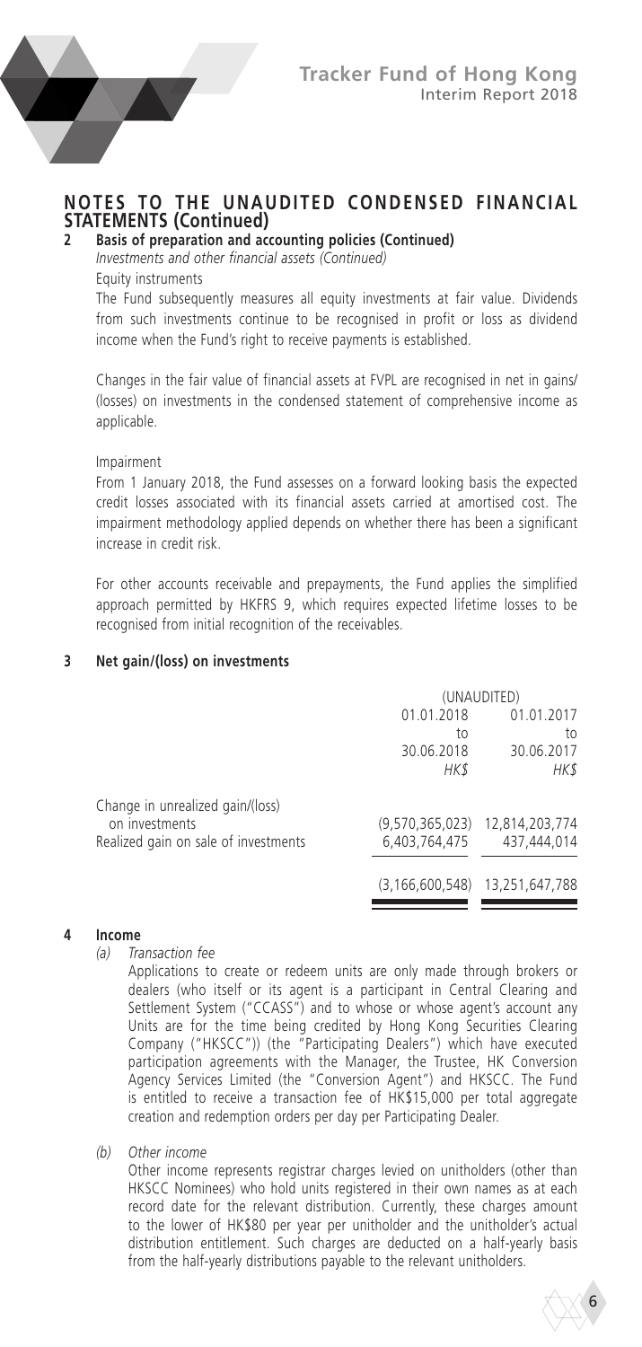# NOTES TO THE UNAUDITED CONDENSED FINANCIAL STATEMENTS (Continued)

## 2 Basis of preparation and accounting policies (Continued)

*Investments and other financial assets (Continued)*

Equity instruments

The Fund subsequently measures all equity investments at fair value. Dividends from such investments continue to be recognised in profit or loss as dividend income when the Fund's right to receive payments is established.

Changes in the fair value of financial assets at FVPL are recognised in net in gains/(losses) on investments in the condensed statement of comprehensive income as applicable.

Impairment

From 1 January 2018, the Fund assesses on a forward looking basis the expected credit losses associated with its financial assets carried at amortised cost. The impairment methodology applied depends on whether there has been a significant increase in credit risk.

For other accounts receivable and prepayments, the Fund applies the simplified approach permitted by HKFRS 9, which requires expected lifetime losses to be recognised from initial recognition of the receivables.

## 3 Net gain/(loss) on investments

| | (UNAUDITED) | |
|---|---|---|
| | 01.01.2018 to 30.06.2018 HK$ | 01.01.2017 to 30.06.2017 HK$ |
| Change in unrealized gain/(loss) on investments | (9,570,365,023) | 12,814,203,774 |
| Realized gain on sale of investments | 6,403,764,475 | 437,444,014 |
| | (3,166,600,548) | 13,251,647,788 |

## 4 Income

*(a) Transaction fee*

Applications to create or redeem units are only made through brokers or dealers (who itself or its agent is a participant in Central Clearing and Settlement System ("CCASS") and to whose or whose agent's account any Units are for the time being credited by Hong Kong Securities Clearing Company ("HKSCC")) (the "Participating Dealers") which have executed participation agreements with the Manager, the Trustee, HK Conversion Agency Services Limited (the "Conversion Agent") and HKSCC. The Fund is entitled to receive a transaction fee of HK$15,000 per total aggregate creation and redemption orders per day per Participating Dealer.

*(b) Other income*

Other income represents registrar charges levied on unitholders (other than HKSCC Nominees) who hold units registered in their own names as at each record date for the relevant distribution. Currently, these charges amount to the lower of HK$80 per year per unitholder and the unitholder's actual distribution entitlement. Such charges are deducted on a half-yearly basis from the half-yearly distributions payable to the relevant unitholders.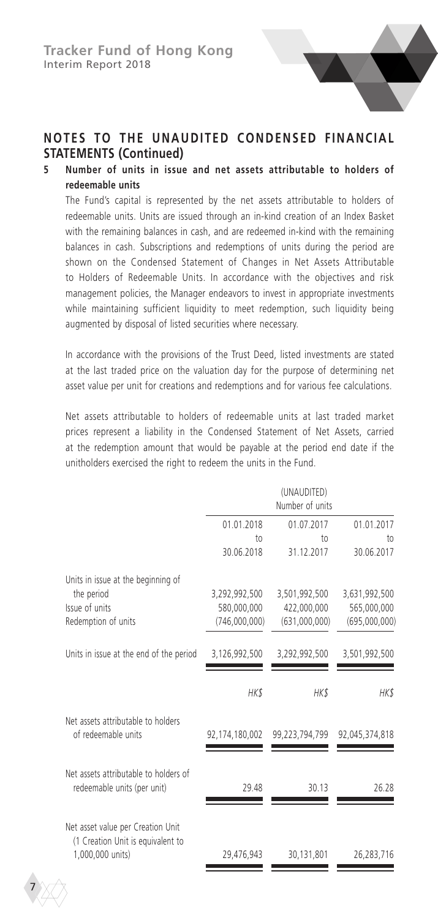## NOTES TO THE UNAUDITED CONDENSED FINANCIAL STATEMENTS (Continued)

### 5 Number of units in issue and net assets attributable to holders of redeemable units

The Fund's capital is represented by the net assets attributable to holders of redeemable units. Units are issued through an in-kind creation of an Index Basket with the remaining balances in cash, and are redeemed in-kind with the remaining balances in cash. Subscriptions and redemptions of units during the period are shown on the Condensed Statement of Changes in Net Assets Attributable to Holders of Redeemable Units. In accordance with the objectives and risk management policies, the Manager endeavors to invest in appropriate investments while maintaining sufficient liquidity to meet redemption, such liquidity being augmented by disposal of listed securities where necessary.

In accordance with the provisions of the Trust Deed, listed investments are stated at the last traded price on the valuation day for the purpose of determining net asset value per unit for creations and redemptions and for various fee calculations.

Net assets attributable to holders of redeemable units at last traded market prices represent a liability in the Condensed Statement of Net Assets, carried at the redemption amount that would be payable at the period end date if the unitholders exercised the right to redeem the units in the Fund.

| | (UNAUDITED) Number of units | | |
|---|---|---|---|
| | 01.01.2018 to 30.06.2018 | 01.07.2017 to 31.12.2017 | 01.01.2017 to 30.06.2017 |
| Units in issue at the beginning of the period | 3,292,992,500 | 3,501,992,500 | 3,631,992,500 |
| Issue of units | 580,000,000 | 422,000,000 | 565,000,000 |
| Redemption of units | (746,000,000) | (631,000,000) | (695,000,000) |
| Units in issue at the end of the period | 3,126,992,500 | 3,292,992,500 | 3,501,992,500 |
| | *HK$* | *HK$* | *HK$* |
| Net assets attributable to holders of redeemable units | 92,174,180,002 | 99,223,794,799 | 92,045,374,818 |
| Net assets attributable to holders of redeemable units (per unit) | 29.48 | 30.13 | 26.28 |
| Net asset value per Creation Unit (1 Creation Unit is equivalent to 1,000,000 units) | 29,476,943 | 30,131,801 | 26,283,716 |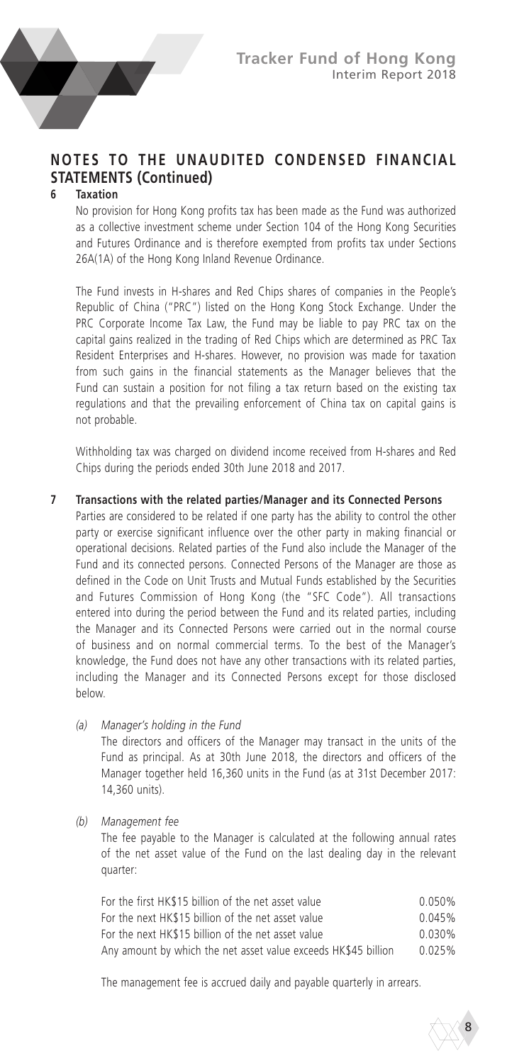## NOTES TO THE UNAUDITED CONDENSED FINANCIAL STATEMENTS (Continued)

### 6 Taxation

No provision for Hong Kong profits tax has been made as the Fund was authorized as a collective investment scheme under Section 104 of the Hong Kong Securities and Futures Ordinance and is therefore exempted from profits tax under Sections 26A(1A) of the Hong Kong Inland Revenue Ordinance.

The Fund invests in H-shares and Red Chips shares of companies in the People's Republic of China ("PRC") listed on the Hong Kong Stock Exchange. Under the PRC Corporate Income Tax Law, the Fund may be liable to pay PRC tax on the capital gains realized in the trading of Red Chips which are determined as PRC Tax Resident Enterprises and H-shares. However, no provision was made for taxation from such gains in the financial statements as the Manager believes that the Fund can sustain a position for not filing a tax return based on the existing tax regulations and that the prevailing enforcement of China tax on capital gains is not probable.

Withholding tax was charged on dividend income received from H-shares and Red Chips during the periods ended 30th June 2018 and 2017.

### 7 Transactions with the related parties/Manager and its Connected Persons

Parties are considered to be related if one party has the ability to control the other party or exercise significant influence over the other party in making financial or operational decisions. Related parties of the Fund also include the Manager of the Fund and its connected persons. Connected Persons of the Manager are those as defined in the Code on Unit Trusts and Mutual Funds established by the Securities and Futures Commission of Hong Kong (the "SFC Code"). All transactions entered into during the period between the Fund and its related parties, including the Manager and its Connected Persons were carried out in the normal course of business and on normal commercial terms. To the best of the Manager's knowledge, the Fund does not have any other transactions with its related parties, including the Manager and its Connected Persons except for those disclosed below.

(a) *Manager's holding in the Fund*

The directors and officers of the Manager may transact in the units of the Fund as principal. As at 30th June 2018, the directors and officers of the Manager together held 16,360 units in the Fund (as at 31st December 2017: 14,360 units).

(b) *Management fee*

The fee payable to the Manager is calculated at the following annual rates of the net asset value of the Fund on the last dealing day in the relevant quarter:

| | |
|---|---|
| For the first HK$15 billion of the net asset value | 0.050% |
| For the next HK$15 billion of the net asset value | 0.045% |
| For the next HK$15 billion of the net asset value | 0.030% |
| Any amount by which the net asset value exceeds HK$45 billion | 0.025% |

The management fee is accrued daily and payable quarterly in arrears.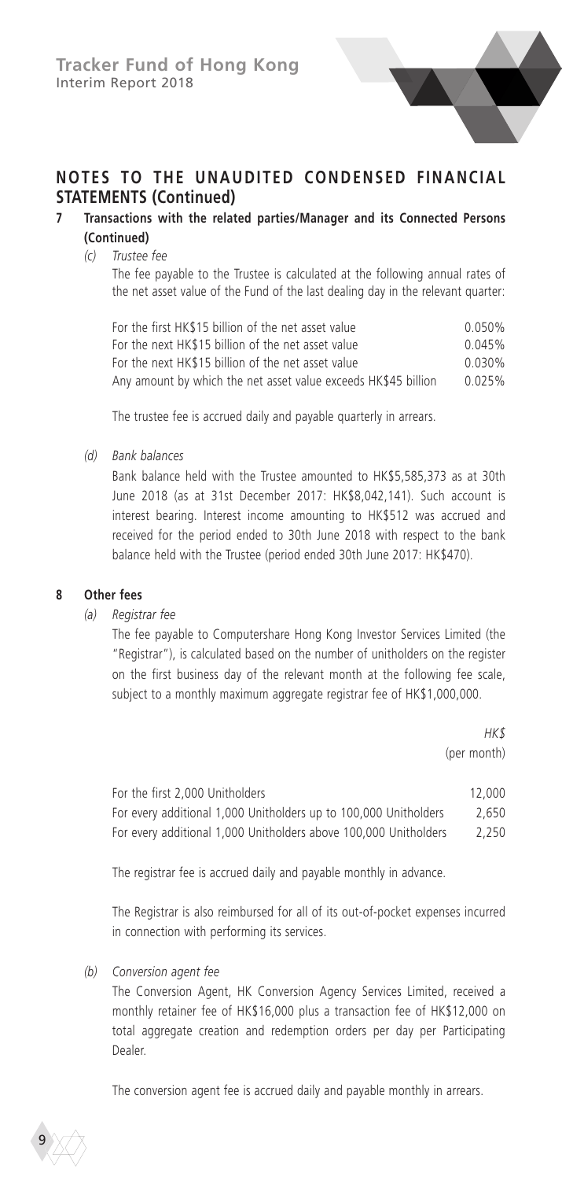## NOTES TO THE UNAUDITED CONDENSED FINANCIAL STATEMENTS (Continued)

### 7 Transactions with the related parties/Manager and its Connected Persons (Continued)

*(c) Trustee fee*

The fee payable to the Trustee is calculated at the following annual rates of the net asset value of the Fund of the last dealing day in the relevant quarter:

| | |
|---|---|
| For the first HK$15 billion of the net asset value | 0.050% |
| For the next HK$15 billion of the net asset value | 0.045% |
| For the next HK$15 billion of the net asset value | 0.030% |
| Any amount by which the net asset value exceeds HK$45 billion | 0.025% |

The trustee fee is accrued daily and payable quarterly in arrears.

*(d) Bank balances*

Bank balance held with the Trustee amounted to HK$5,585,373 as at 30th June 2018 (as at 31st December 2017: HK$8,042,141). Such account is interest bearing. Interest income amounting to HK$512 was accrued and received for the period ended to 30th June 2018 with respect to the bank balance held with the Trustee (period ended 30th June 2017: HK$470).

### 8 Other fees

*(a) Registrar fee*

The fee payable to Computershare Hong Kong Investor Services Limited (the "Registrar"), is calculated based on the number of unitholders on the register on the first business day of the relevant month at the following fee scale, subject to a monthly maximum aggregate registrar fee of HK$1,000,000.

| | *HK$* (per month) |
|---|---|
| For the first 2,000 Unitholders | 12,000 |
| For every additional 1,000 Unitholders up to 100,000 Unitholders | 2,650 |
| For every additional 1,000 Unitholders above 100,000 Unitholders | 2,250 |

The registrar fee is accrued daily and payable monthly in advance.

The Registrar is also reimbursed for all of its out-of-pocket expenses incurred in connection with performing its services.

*(b) Conversion agent fee*

The Conversion Agent, HK Conversion Agency Services Limited, received a monthly retainer fee of HK$16,000 plus a transaction fee of HK$12,000 on total aggregate creation and redemption orders per day per Participating Dealer.

The conversion agent fee is accrued daily and payable monthly in arrears.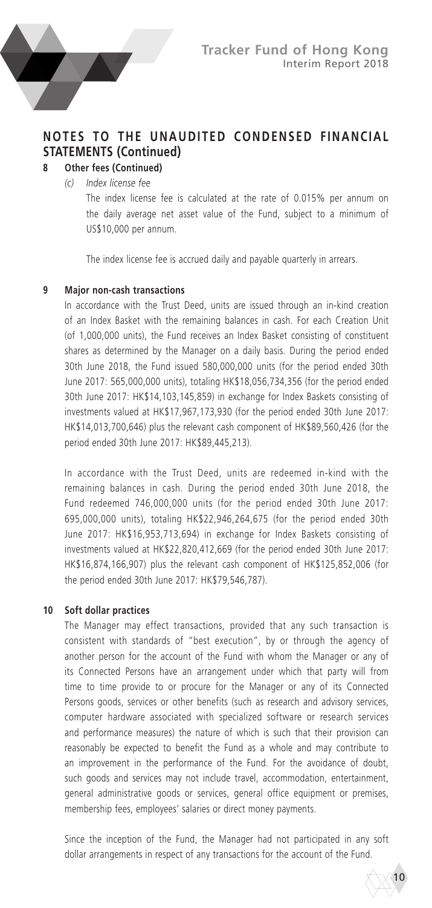## NOTES TO THE UNAUDITED CONDENSED FINANCIAL STATEMENTS (Continued)

### 8 Other fees (Continued)

*(c) Index license fee*

The index license fee is calculated at the rate of 0.015% per annum on the daily average net asset value of the Fund, subject to a minimum of US$10,000 per annum.

The index license fee is accrued daily and payable quarterly in arrears.

### 9 Major non-cash transactions

In accordance with the Trust Deed, units are issued through an in-kind creation of an Index Basket with the remaining balances in cash. For each Creation Unit (of 1,000,000 units), the Fund receives an Index Basket consisting of constituent shares as determined by the Manager on a daily basis. During the period ended 30th June 2018, the Fund issued 580,000,000 units (for the period ended 30th June 2017: 565,000,000 units), totaling HK$18,056,734,356 (for the period ended 30th June 2017: HK$14,103,145,859) in exchange for Index Baskets consisting of investments valued at HK$17,967,173,930 (for the period ended 30th June 2017: HK$14,013,700,646) plus the relevant cash component of HK$89,560,426 (for the period ended 30th June 2017: HK$89,445,213).

In accordance with the Trust Deed, units are redeemed in-kind with the remaining balances in cash. During the period ended 30th June 2018, the Fund redeemed 746,000,000 units (for the period ended 30th June 2017: 695,000,000 units), totaling HK$22,946,264,675 (for the period ended 30th June 2017: HK$16,953,713,694) in exchange for Index Baskets consisting of investments valued at HK$22,820,412,669 (for the period ended 30th June 2017: HK$16,874,166,907) plus the relevant cash component of HK$125,852,006 (for the period ended 30th June 2017: HK$79,546,787).

### 10 Soft dollar practices

The Manager may effect transactions, provided that any such transaction is consistent with standards of "best execution", by or through the agency of another person for the account of the Fund with whom the Manager or any of its Connected Persons have an arrangement under which that party will from time to time provide to or procure for the Manager or any of its Connected Persons goods, services or other benefits (such as research and advisory services, computer hardware associated with specialized software or research services and performance measures) the nature of which is such that their provision can reasonably be expected to benefit the Fund as a whole and may contribute to an improvement in the performance of the Fund. For the avoidance of doubt, such goods and services may not include travel, accommodation, entertainment, general administrative goods or services, general office equipment or premises, membership fees, employees' salaries or direct money payments.

Since the inception of the Fund, the Manager had not participated in any soft dollar arrangements in respect of any transactions for the account of the Fund.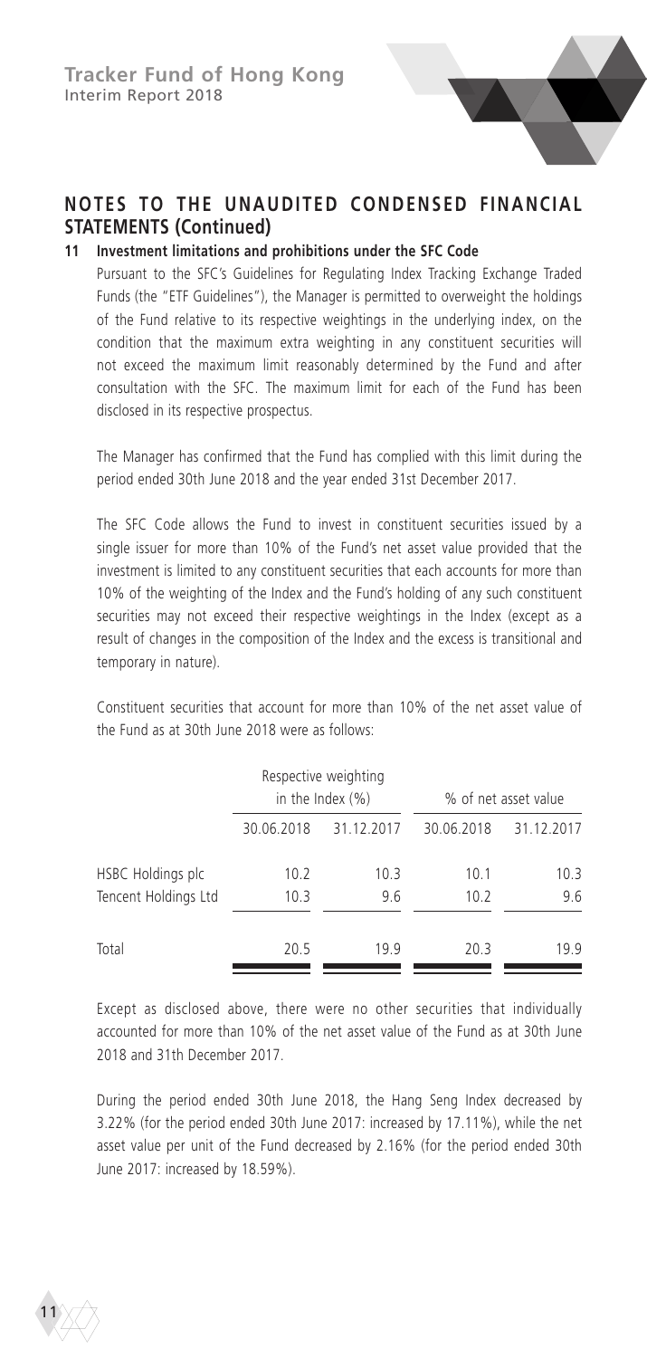## NOTES TO THE UNAUDITED CONDENSED FINANCIAL STATEMENTS (Continued)

**11 Investment limitations and prohibitions under the SFC Code**

Pursuant to the SFC's Guidelines for Regulating Index Tracking Exchange Traded Funds (the "ETF Guidelines"), the Manager is permitted to overweight the holdings of the Fund relative to its respective weightings in the underlying index, on the condition that the maximum extra weighting in any constituent securities will not exceed the maximum limit reasonably determined by the Fund and after consultation with the SFC. The maximum limit for each of the Fund has been disclosed in its respective prospectus.

The Manager has confirmed that the Fund has complied with this limit during the period ended 30th June 2018 and the year ended 31st December 2017.

The SFC Code allows the Fund to invest in constituent securities issued by a single issuer for more than 10% of the Fund's net asset value provided that the investment is limited to any constituent securities that each accounts for more than 10% of the weighting of the Index and the Fund's holding of any such constituent securities may not exceed their respective weightings in the Index (except as a result of changes in the composition of the Index and the excess is transitional and temporary in nature).

Constituent securities that account for more than 10% of the net asset value of the Fund as at 30th June 2018 were as follows:

| | Respective weighting in the Index (%) | | % of net asset value | |
|---|---|---|---|---|
| | 30.06.2018 | 31.12.2017 | 30.06.2018 | 31.12.2017 |
| HSBC Holdings plc | 10.2 | 10.3 | 10.1 | 10.3 |
| Tencent Holdings Ltd | 10.3 | 9.6 | 10.2 | 9.6 |
| Total | 20.5 | 19.9 | 20.3 | 19.9 |

Except as disclosed above, there were no other securities that individually accounted for more than 10% of the net asset value of the Fund as at 30th June 2018 and 31th December 2017.

During the period ended 30th June 2018, the Hang Seng Index decreased by 3.22% (for the period ended 30th June 2017: increased by 17.11%), while the net asset value per unit of the Fund decreased by 2.16% (for the period ended 30th June 2017: increased by 18.59%).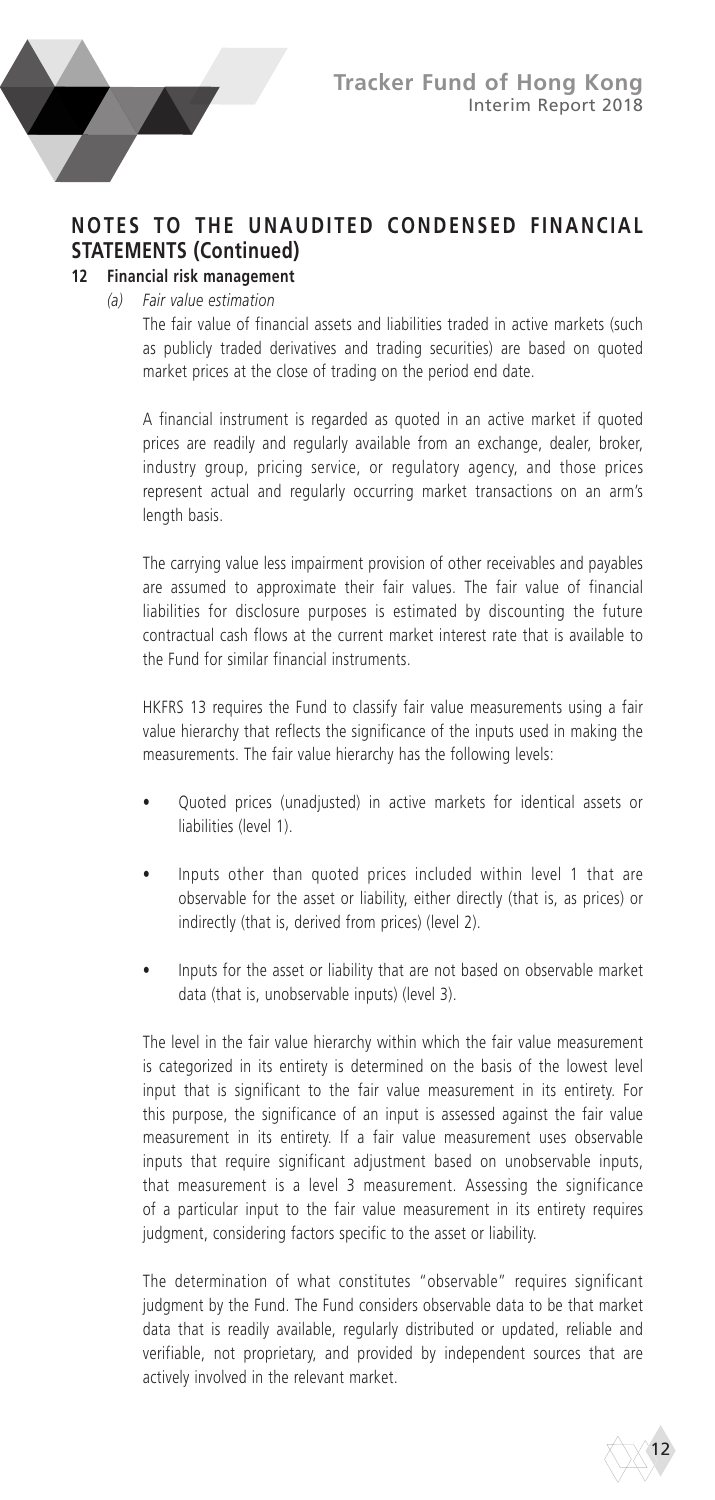# NOTES TO THE UNAUDITED CONDENSED FINANCIAL STATEMENTS (Continued)

## 12 Financial risk management

### (a) *Fair value estimation*

The fair value of financial assets and liabilities traded in active markets (such as publicly traded derivatives and trading securities) are based on quoted market prices at the close of trading on the period end date.

A financial instrument is regarded as quoted in an active market if quoted prices are readily and regularly available from an exchange, dealer, broker, industry group, pricing service, or regulatory agency, and those prices represent actual and regularly occurring market transactions on an arm's length basis.

The carrying value less impairment provision of other receivables and payables are assumed to approximate their fair values. The fair value of financial liabilities for disclosure purposes is estimated by discounting the future contractual cash flows at the current market interest rate that is available to the Fund for similar financial instruments.

HKFRS 13 requires the Fund to classify fair value measurements using a fair value hierarchy that reflects the significance of the inputs used in making the measurements. The fair value hierarchy has the following levels:

- Quoted prices (unadjusted) in active markets for identical assets or liabilities (level 1).
- Inputs other than quoted prices included within level 1 that are observable for the asset or liability, either directly (that is, as prices) or indirectly (that is, derived from prices) (level 2).
- Inputs for the asset or liability that are not based on observable market data (that is, unobservable inputs) (level 3).

The level in the fair value hierarchy within which the fair value measurement is categorized in its entirety is determined on the basis of the lowest level input that is significant to the fair value measurement in its entirety. For this purpose, the significance of an input is assessed against the fair value measurement in its entirety. If a fair value measurement uses observable inputs that require significant adjustment based on unobservable inputs, that measurement is a level 3 measurement. Assessing the significance of a particular input to the fair value measurement in its entirety requires judgment, considering factors specific to the asset or liability.

The determination of what constitutes "observable" requires significant judgment by the Fund. The Fund considers observable data to be that market data that is readily available, regularly distributed or updated, reliable and verifiable, not proprietary, and provided by independent sources that are actively involved in the relevant market.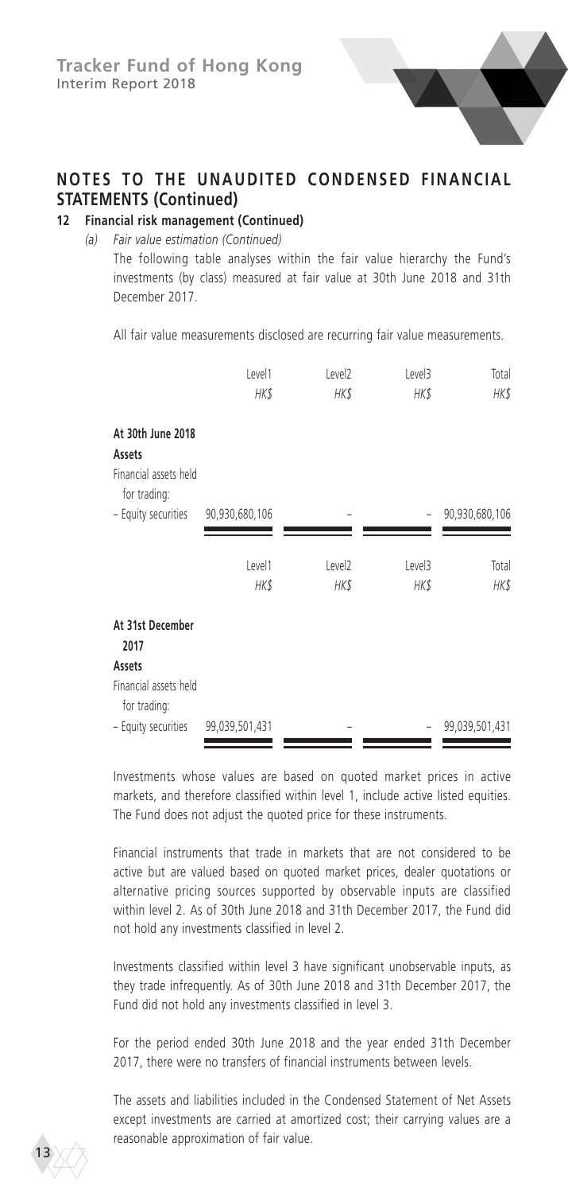## NOTES TO THE UNAUDITED CONDENSED FINANCIAL STATEMENTS (Continued)

### 12 Financial risk management (Continued)

*(a) Fair value estimation (Continued)*

The following table analyses within the fair value hierarchy the Fund's investments (by class) measured at fair value at 30th June 2018 and 31th December 2017.

All fair value measurements disclosed are recurring fair value measurements.

| | Level1 | Level2 | Level3 | Total |
|---|---|---|---|---|
| | *HK$* | *HK$* | *HK$* | *HK$* |
| **At 30th June 2018** | | | | |
| **Assets** | | | | |
| Financial assets held for trading: | | | | |
| – Equity securities | 90,930,680,106 | – | – | 90,930,680,106 |

| | Level1 | Level2 | Level3 | Total |
|---|---|---|---|---|
| | *HK$* | *HK$* | *HK$* | *HK$* |
| **At 31st December 2017** | | | | |
| **Assets** | | | | |
| Financial assets held for trading: | | | | |
| – Equity securities | 99,039,501,431 | – | – | 99,039,501,431 |

Investments whose values are based on quoted market prices in active markets, and therefore classified within level 1, include active listed equities. The Fund does not adjust the quoted price for these instruments.

Financial instruments that trade in markets that are not considered to be active but are valued based on quoted market prices, dealer quotations or alternative pricing sources supported by observable inputs are classified within level 2. As of 30th June 2018 and 31th December 2017, the Fund did not hold any investments classified in level 2.

Investments classified within level 3 have significant unobservable inputs, as they trade infrequently. As of 30th June 2018 and 31th December 2017, the Fund did not hold any investments classified in level 3.

For the period ended 30th June 2018 and the year ended 31th December 2017, there were no transfers of financial instruments between levels.

The assets and liabilities included in the Condensed Statement of Net Assets except investments are carried at amortized cost; their carrying values are a reasonable approximation of fair value.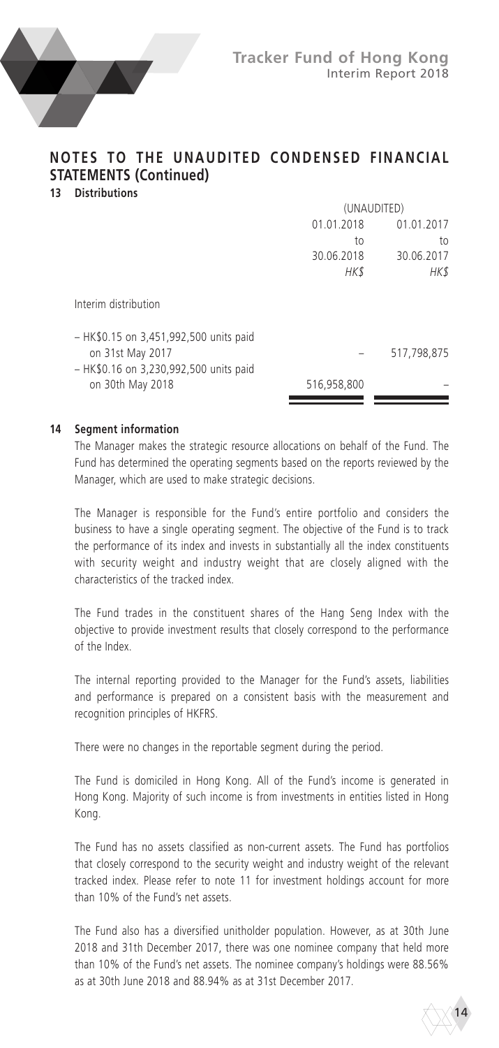## NOTES TO THE UNAUDITED CONDENSED FINANCIAL STATEMENTS (Continued)

### 13 Distributions

| | (UNAUDITED) | |
|---|---|---|
| | 01.01.2018 to 30.06.2018 | 01.01.2017 to 30.06.2017 |
| | *HK$* | *HK$* |
| Interim distribution | | |
| – HK$0.15 on 3,451,992,500 units paid on 31st May 2017 | – | 517,798,875 |
| – HK$0.16 on 3,230,992,500 units paid on 30th May 2018 | 516,958,800 | – |

### 14 Segment information

The Manager makes the strategic resource allocations on behalf of the Fund. The Fund has determined the operating segments based on the reports reviewed by the Manager, which are used to make strategic decisions.

The Manager is responsible for the Fund's entire portfolio and considers the business to have a single operating segment. The objective of the Fund is to track the performance of its index and invests in substantially all the index constituents with security weight and industry weight that are closely aligned with the characteristics of the tracked index.

The Fund trades in the constituent shares of the Hang Seng Index with the objective to provide investment results that closely correspond to the performance of the Index.

The internal reporting provided to the Manager for the Fund's assets, liabilities and performance is prepared on a consistent basis with the measurement and recognition principles of HKFRS.

There were no changes in the reportable segment during the period.

The Fund is domiciled in Hong Kong. All of the Fund's income is generated in Hong Kong. Majority of such income is from investments in entities listed in Hong Kong.

The Fund has no assets classified as non-current assets. The Fund has portfolios that closely correspond to the security weight and industry weight of the relevant tracked index. Please refer to note 11 for investment holdings account for more than 10% of the Fund's net assets.

The Fund also has a diversified unitholder population. However, as at 30th June 2018 and 31th December 2017, there was one nominee company that held more than 10% of the Fund's net assets. The nominee company's holdings were 88.56% as at 30th June 2018 and 88.94% as at 31st December 2017.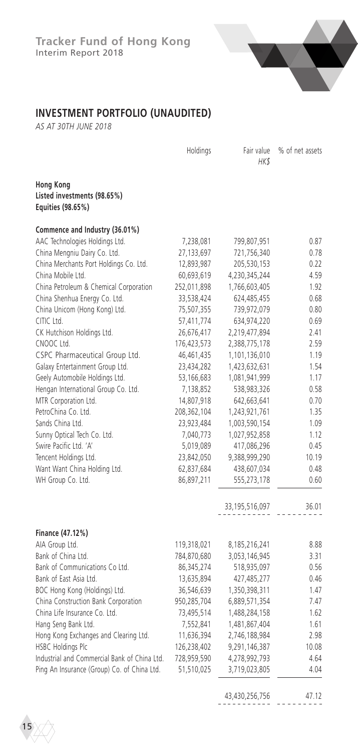# INVESTMENT PORTFOLIO (UNAUDITED)

*AS AT 30TH JUNE 2018*

| | Holdings | Fair value *HK$* | % of net assets |
|---|---|---|---|
| **Hong Kong** | | | |
| **Listed investments (98.65%)** | | | |
| **Equities (98.65%)** | | | |
| **Commence and Industry (36.01%)** | | | |
| AAC Technologies Holdings Ltd. | 7,238,081 | 799,807,951 | 0.87 |
| China Mengniu Dairy Co. Ltd. | 27,133,697 | 721,756,340 | 0.78 |
| China Merchants Port Holdings Co. Ltd. | 12,893,987 | 205,530,153 | 0.22 |
| China Mobile Ltd. | 60,693,619 | 4,230,345,244 | 4.59 |
| China Petroleum & Chemical Corporation | 252,011,898 | 1,766,603,405 | 1.92 |
| China Shenhua Energy Co. Ltd. | 33,538,424 | 624,485,455 | 0.68 |
| China Unicom (Hong Kong) Ltd. | 75,507,355 | 739,972,079 | 0.80 |
| CITIC Ltd. | 57,411,774 | 634,974,220 | 0.69 |
| CK Hutchison Holdings Ltd. | 26,676,417 | 2,219,477,894 | 2.41 |
| CNOOC Ltd. | 176,423,573 | 2,388,775,178 | 2.59 |
| CSPC Pharmaceutical Group Ltd. | 46,461,435 | 1,101,136,010 | 1.19 |
| Galaxy Entertainment Group Ltd. | 23,434,282 | 1,423,632,631 | 1.54 |
| Geely Automobile Holdings Ltd. | 53,166,683 | 1,081,941,999 | 1.17 |
| Hengan International Group Co. Ltd. | 7,138,852 | 538,983,326 | 0.58 |
| MTR Corporation Ltd. | 14,807,918 | 642,663,641 | 0.70 |
| PetroChina Co. Ltd. | 208,362,104 | 1,243,921,761 | 1.35 |
| Sands China Ltd. | 23,923,484 | 1,003,590,154 | 1.09 |
| Sunny Optical Tech Co. Ltd. | 7,040,773 | 1,027,952,858 | 1.12 |
| Swire Pacific Ltd. 'A' | 5,019,089 | 417,086,296 | 0.45 |
| Tencent Holdings Ltd. | 23,842,050 | 9,388,999,290 | 10.19 |
| Want Want China Holding Ltd. | 62,837,684 | 438,607,034 | 0.48 |
| WH Group Co. Ltd. | 86,897,211 | 555,273,178 | 0.60 |
| | | 33,195,516,097 | 36.01 |
| **Finance (47.12%)** | | | |
| AIA Group Ltd. | 119,318,021 | 8,185,216,241 | 8.88 |
| Bank of China Ltd. | 784,870,680 | 3,053,146,945 | 3.31 |
| Bank of Communications Co Ltd. | 86,345,274 | 518,935,097 | 0.56 |
| Bank of East Asia Ltd. | 13,635,894 | 427,485,277 | 0.46 |
| BOC Hong Kong (Holdings) Ltd. | 36,546,639 | 1,350,398,311 | 1.47 |
| China Construction Bank Corporation | 950,285,704 | 6,889,571,354 | 7.47 |
| China Life Insurance Co. Ltd. | 73,495,514 | 1,488,284,158 | 1.62 |
| Hang Seng Bank Ltd. | 7,552,841 | 1,481,867,404 | 1.61 |
| Hong Kong Exchanges and Clearing Ltd. | 11,636,394 | 2,746,188,984 | 2.98 |
| HSBC Holdings Plc | 126,238,402 | 9,291,146,387 | 10.08 |
| Industrial and Commercial Bank of China Ltd. | 728,959,590 | 4,278,992,793 | 4.64 |
| Ping An Insurance (Group) Co. of China Ltd. | 51,510,025 | 3,719,023,805 | 4.04 |
| | | 43,430,256,756 | 47.12 |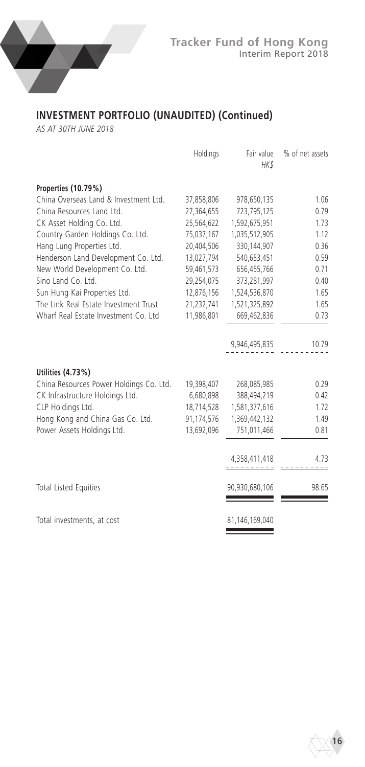## INVESTMENT PORTFOLIO (UNAUDITED) (Continued)

*AS AT 30TH JUNE 2018*

| | Holdings | Fair value HK$ | % of net assets |
|---|---|---|---|
| **Properties (10.79%)** | | | |
| China Overseas Land & Investment Ltd. | 37,858,806 | 978,650,135 | 1.06 |
| China Resources Land Ltd. | 27,364,655 | 723,795,125 | 0.79 |
| CK Asset Holding Co. Ltd. | 25,564,622 | 1,592,675,951 | 1.73 |
| Country Garden Holdings Co. Ltd. | 75,037,167 | 1,035,512,905 | 1.12 |
| Hang Lung Properties Ltd. | 20,404,506 | 330,144,907 | 0.36 |
| Henderson Land Development Co. Ltd. | 13,027,794 | 540,653,451 | 0.59 |
| New World Development Co. Ltd. | 59,461,573 | 656,455,766 | 0.71 |
| Sino Land Co. Ltd. | 29,254,075 | 373,281,997 | 0.40 |
| Sun Hung Kai Properties Ltd. | 12,876,156 | 1,524,536,870 | 1.65 |
| The Link Real Estate Investment Trust | 21,232,741 | 1,521,325,892 | 1.65 |
| Wharf Real Estate Investment Co. Ltd | 11,986,801 | 669,462,836 | 0.73 |
| | | 9,946,495,835 | 10.79 |
| **Utilities (4.73%)** | | | |
| China Resources Power Holdings Co. Ltd. | 19,398,407 | 268,085,985 | 0.29 |
| CK Infrastructure Holdings Ltd. | 6,680,898 | 388,494,219 | 0.42 |
| CLP Holdings Ltd. | 18,714,528 | 1,581,377,616 | 1.72 |
| Hong Kong and China Gas Co. Ltd. | 91,174,576 | 1,369,442,132 | 1.49 |
| Power Assets Holdings Ltd. | 13,692,096 | 751,011,466 | 0.81 |
| | | 4,358,411,418 | 4.73 |
| Total Listed Equities | | 90,930,680,106 | 98.65 |
| Total investments, at cost | | 81,146,169,040 | |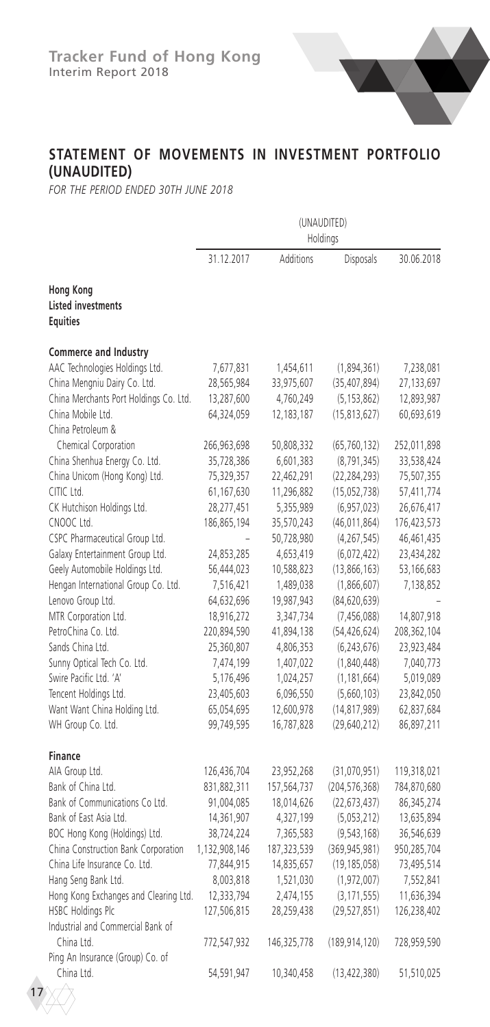## STATEMENT OF MOVEMENTS IN INVESTMENT PORTFOLIO (UNAUDITED)

*FOR THE PERIOD ENDED 30TH JUNE 2018*

| | (UNAUDITED) Holdings | | | |
|---|---|---|---|---|
| | 31.12.2017 | Additions | Disposals | 30.06.2018 |
| **Hong Kong** | | | | |
| **Listed investments** | | | | |
| **Equities** | | | | |
| **Commerce and Industry** | | | | |
| AAC Technologies Holdings Ltd. | 7,677,831 | 1,454,611 | (1,894,361) | 7,238,081 |
| China Mengniu Dairy Co. Ltd. | 28,565,984 | 33,975,607 | (35,407,894) | 27,133,697 |
| China Merchants Port Holdings Co. Ltd. | 13,287,600 | 4,760,249 | (5,153,862) | 12,893,987 |
| China Mobile Ltd. | 64,324,059 | 12,183,187 | (15,813,627) | 60,693,619 |
| China Petroleum & Chemical Corporation | 266,963,698 | 50,808,332 | (65,760,132) | 252,011,898 |
| China Shenhua Energy Co. Ltd. | 35,728,386 | 6,601,383 | (8,791,345) | 33,538,424 |
| China Unicom (Hong Kong) Ltd. | 75,329,357 | 22,462,291 | (22,284,293) | 75,507,355 |
| CITIC Ltd. | 61,167,630 | 11,296,882 | (15,052,738) | 57,411,774 |
| CK Hutchison Holdings Ltd. | 28,277,451 | 5,355,989 | (6,957,023) | 26,676,417 |
| CNOOC Ltd. | 186,865,194 | 35,570,243 | (46,011,864) | 176,423,573 |
| CSPC Pharmaceutical Group Ltd. | – | 50,728,980 | (4,267,545) | 46,461,435 |
| Galaxy Entertainment Group Ltd. | 24,853,285 | 4,653,419 | (6,072,422) | 23,434,282 |
| Geely Automobile Holdings Ltd. | 56,444,023 | 10,588,823 | (13,866,163) | 53,166,683 |
| Hengan International Group Co. Ltd. | 7,516,421 | 1,489,038 | (1,866,607) | 7,138,852 |
| Lenovo Group Ltd. | 64,632,696 | 19,987,943 | (84,620,639) | – |
| MTR Corporation Ltd. | 18,916,272 | 3,347,734 | (7,456,088) | 14,807,918 |
| PetroChina Co. Ltd. | 220,894,590 | 41,894,138 | (54,426,624) | 208,362,104 |
| Sands China Ltd. | 25,360,807 | 4,806,353 | (6,243,676) | 23,923,484 |
| Sunny Optical Tech Co. Ltd. | 7,474,199 | 1,407,022 | (1,840,448) | 7,040,773 |
| Swire Pacific Ltd. 'A' | 5,176,496 | 1,024,257 | (1,181,664) | 5,019,089 |
| Tencent Holdings Ltd. | 23,405,603 | 6,096,550 | (5,660,103) | 23,842,050 |
| Want Want China Holding Ltd. | 65,054,695 | 12,600,978 | (14,817,989) | 62,837,684 |
| WH Group Co. Ltd. | 99,749,595 | 16,787,828 | (29,640,212) | 86,897,211 |
| **Finance** | | | | |
| AIA Group Ltd. | 126,436,704 | 23,952,268 | (31,070,951) | 119,318,021 |
| Bank of China Ltd. | 831,882,311 | 157,564,737 | (204,576,368) | 784,870,680 |
| Bank of Communications Co Ltd. | 91,004,085 | 18,014,626 | (22,673,437) | 86,345,274 |
| Bank of East Asia Ltd. | 14,361,907 | 4,327,199 | (5,053,212) | 13,635,894 |
| BOC Hong Kong (Holdings) Ltd. | 38,724,224 | 7,365,583 | (9,543,168) | 36,546,639 |
| China Construction Bank Corporation | 1,132,908,146 | 187,323,539 | (369,945,981) | 950,285,704 |
| China Life Insurance Co. Ltd. | 77,844,915 | 14,835,657 | (19,185,058) | 73,495,514 |
| Hang Seng Bank Ltd. | 8,003,818 | 1,521,030 | (1,972,007) | 7,552,841 |
| Hong Kong Exchanges and Clearing Ltd. | 12,333,794 | 2,474,155 | (3,171,555) | 11,636,394 |
| HSBC Holdings Plc | 127,506,815 | 28,259,438 | (29,527,851) | 126,238,402 |
| Industrial and Commercial Bank of China Ltd. | 772,547,932 | 146,325,778 | (189,914,120) | 728,959,590 |
| Ping An Insurance (Group) Co. of China Ltd. | 54,591,947 | 10,340,458 | (13,422,380) | 51,510,025 |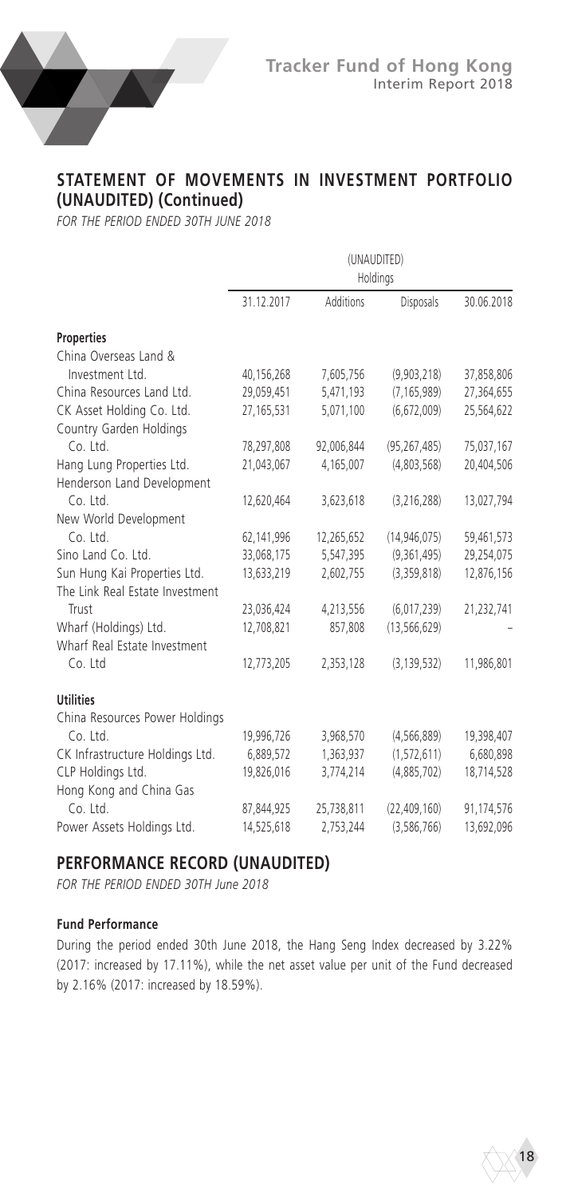## STATEMENT OF MOVEMENTS IN INVESTMENT PORTFOLIO (UNAUDITED) (Continued)

*FOR THE PERIOD ENDED 30TH JUNE 2018*

| | (UNAUDITED) Holdings | | | |
|---|---|---|---|---|
| | 31.12.2017 | Additions | Disposals | 30.06.2018 |
| **Properties** | | | | |
| China Overseas Land & Investment Ltd. | 40,156,268 | 7,605,756 | (9,903,218) | 37,858,806 |
| China Resources Land Ltd. | 29,059,451 | 5,471,193 | (7,165,989) | 27,364,655 |
| CK Asset Holding Co. Ltd. | 27,165,531 | 5,071,100 | (6,672,009) | 25,564,622 |
| Country Garden Holdings Co. Ltd. | 78,297,808 | 92,006,844 | (95,267,485) | 75,037,167 |
| Hang Lung Properties Ltd. | 21,043,067 | 4,165,007 | (4,803,568) | 20,404,506 |
| Henderson Land Development Co. Ltd. | 12,620,464 | 3,623,618 | (3,216,288) | 13,027,794 |
| New World Development Co. Ltd. | 62,141,996 | 12,265,652 | (14,946,075) | 59,461,573 |
| Sino Land Co. Ltd. | 33,068,175 | 5,547,395 | (9,361,495) | 29,254,075 |
| Sun Hung Kai Properties Ltd. | 13,633,219 | 2,602,755 | (3,359,818) | 12,876,156 |
| The Link Real Estate Investment Trust | 23,036,424 | 4,213,556 | (6,017,239) | 21,232,741 |
| Wharf (Holdings) Ltd. | 12,708,821 | 857,808 | (13,566,629) | – |
| Wharf Real Estate Investment Co. Ltd | 12,773,205 | 2,353,128 | (3,139,532) | 11,986,801 |
| **Utilities** | | | | |
| China Resources Power Holdings Co. Ltd. | 19,996,726 | 3,968,570 | (4,566,889) | 19,398,407 |
| CK Infrastructure Holdings Ltd. | 6,889,572 | 1,363,937 | (1,572,611) | 6,680,898 |
| CLP Holdings Ltd. | 19,826,016 | 3,774,214 | (4,885,702) | 18,714,528 |
| Hong Kong and China Gas Co. Ltd. | 87,844,925 | 25,738,811 | (22,409,160) | 91,174,576 |
| Power Assets Holdings Ltd. | 14,525,618 | 2,753,244 | (3,586,766) | 13,692,096 |

## PERFORMANCE RECORD (UNAUDITED)

*FOR THE PERIOD ENDED 30TH June 2018*

### Fund Performance

During the period ended 30th June 2018, the Hang Seng Index decreased by 3.22% (2017: increased by 17.11%), while the net asset value per unit of the Fund decreased by 2.16% (2017: increased by 18.59%).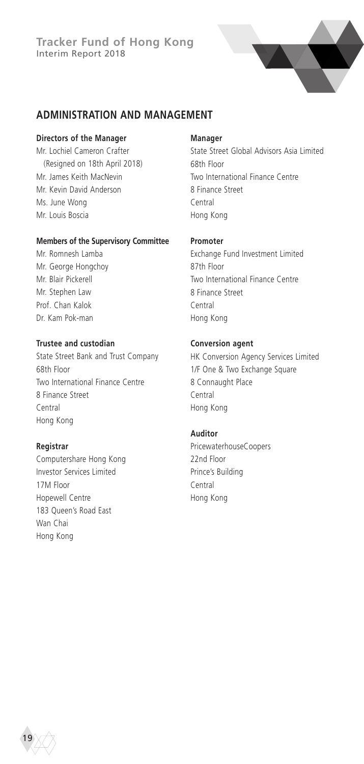## ADMINISTRATION AND MANAGEMENT

**Directors of the Manager**

Mr. Lochiel Cameron Crafter
(Resigned on 18th April 2018)
Mr. James Keith MacNevin
Mr. Kevin David Anderson
Ms. June Wong
Mr. Louis Boscia

**Members of the Supervisory Committee**

Mr. Romnesh Lamba
Mr. George Hongchoy
Mr. Blair Pickerell
Mr. Stephen Law
Prof. Chan Kalok
Dr. Kam Pok-man

**Trustee and custodian**

State Street Bank and Trust Company
68th Floor
Two International Finance Centre
8 Finance Street
Central
Hong Kong

**Registrar**

Computershare Hong Kong
Investor Services Limited
17M Floor
Hopewell Centre
183 Queen's Road East
Wan Chai
Hong Kong

**Manager**

State Street Global Advisors Asia Limited
68th Floor
Two International Finance Centre
8 Finance Street
Central
Hong Kong

**Promoter**

Exchange Fund Investment Limited
87th Floor
Two International Finance Centre
8 Finance Street
Central
Hong Kong

**Conversion agent**

HK Conversion Agency Services Limited
1/F One & Two Exchange Square
8 Connaught Place
Central
Hong Kong

**Auditor**

PricewaterhouseCoopers
22nd Floor
Prince's Building
Central
Hong Kong